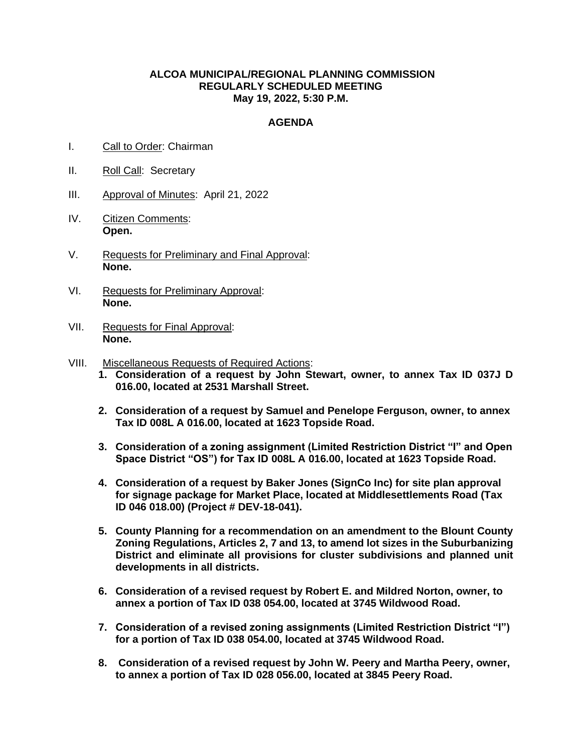**ALCOA MUNICIPAL/REGIONAL PLANNING COMMISSION**
**REGULARLY SCHEDULED MEETING**
**May 19, 2022, 5:30 P.M.**

**AGENDA**

I. Call to Order: Chairman

II. Roll Call: Secretary

III. Approval of Minutes: April 21, 2022

IV. Citizen Comments:
**Open.**

V. Requests for Preliminary and Final Approval:
**None.**

VI. Requests for Preliminary Approval:
**None.**

VII. Requests for Final Approval:
**None.**

VIII. Miscellaneous Requests of Required Actions:

1. **Consideration of a request by John Stewart, owner, to annex Tax ID 037J D 016.00, located at 2531 Marshall Street.**

2. **Consideration of a request by Samuel and Penelope Ferguson, owner, to annex Tax ID 008L A 016.00, located at 1623 Topside Road.**

3. **Consideration of a zoning assignment (Limited Restriction District "I" and Open Space District "OS") for Tax ID 008L A 016.00, located at 1623 Topside Road.**

4. **Consideration of a request by Baker Jones (SignCo Inc) for site plan approval for signage package for Market Place, located at Middlesettlements Road (Tax ID 046 018.00) (Project # DEV-18-041).**

5. **County Planning for a recommendation on an amendment to the Blount County Zoning Regulations, Articles 2, 7 and 13, to amend lot sizes in the Suburbanizing District and eliminate all provisions for cluster subdivisions and planned unit developments in all districts.**

6. **Consideration of a revised request by Robert E. and Mildred Norton, owner, to annex a portion of Tax ID 038 054.00, located at 3745 Wildwood Road.**

7. **Consideration of a revised zoning assignments (Limited Restriction District "I") for a portion of Tax ID 038 054.00, located at 3745 Wildwood Road.**

8. **Consideration of a revised request by John W. Peery and Martha Peery, owner, to annex a portion of Tax ID 028 056.00, located at 3845 Peery Road.**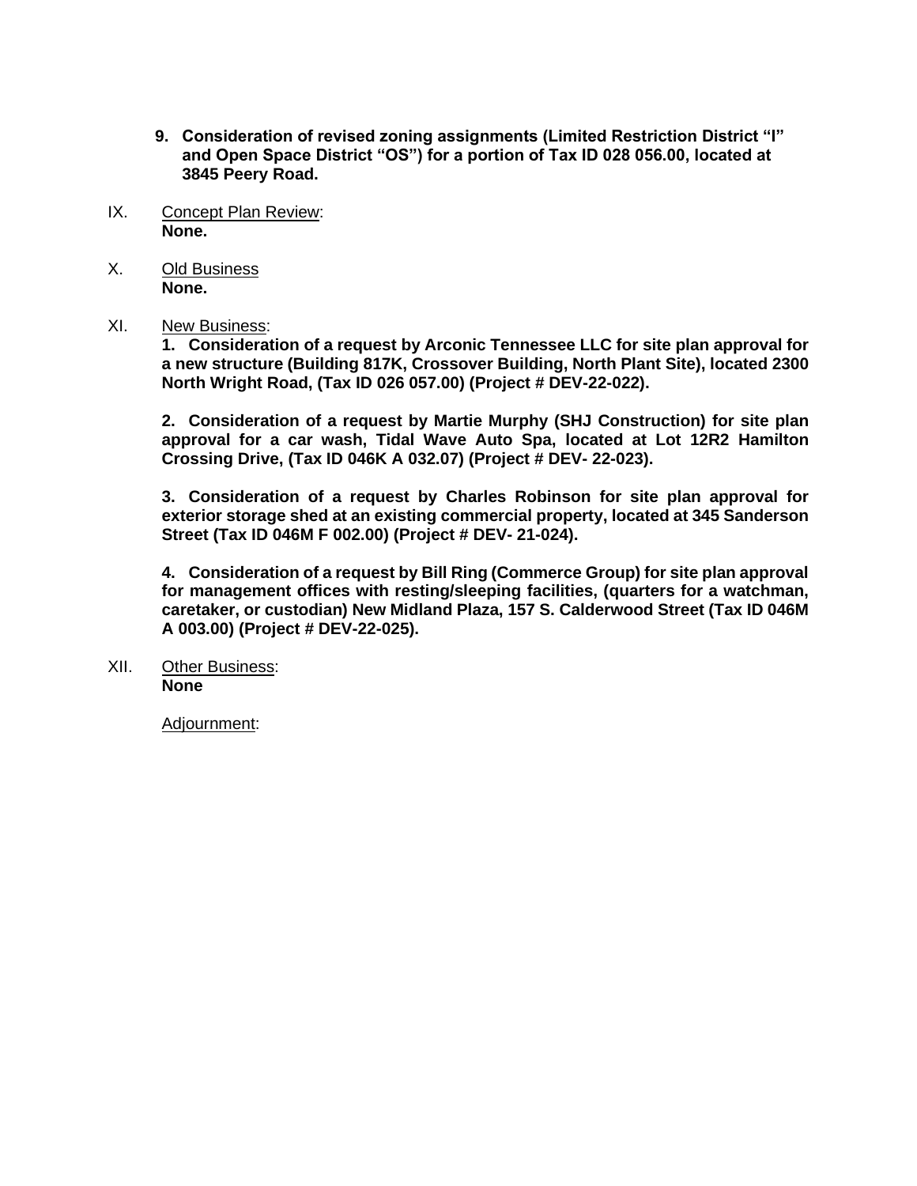9. **Consideration of revised zoning assignments (Limited Restriction District "I" and Open Space District "OS") for a portion of Tax ID 028 056.00, located at 3845 Peery Road.**

IX. <u>Concept Plan Review</u>:
**None.**

X. <u>Old Business</u>
**None.**

XI. <u>New Business</u>:

**1. Consideration of a request by Arconic Tennessee LLC for site plan approval for a new structure (Building 817K, Crossover Building, North Plant Site), located 2300 North Wright Road, (Tax ID 026 057.00) (Project # DEV-22-022).**

**2. Consideration of a request by Martie Murphy (SHJ Construction) for site plan approval for a car wash, Tidal Wave Auto Spa, located at Lot 12R2 Hamilton Crossing Drive, (Tax ID 046K A 032.07) (Project # DEV- 22-023).**

**3. Consideration of a request by Charles Robinson for site plan approval for exterior storage shed at an existing commercial property, located at 345 Sanderson Street (Tax ID 046M F 002.00) (Project # DEV- 21-024).**

**4. Consideration of a request by Bill Ring (Commerce Group) for site plan approval for management offices with resting/sleeping facilities, (quarters for a watchman, caretaker, or custodian) New Midland Plaza, 157 S. Calderwood Street (Tax ID 046M A 003.00) (Project # DEV-22-025).**

XII. <u>Other Business</u>:
**None**

<u>Adjournment</u>: